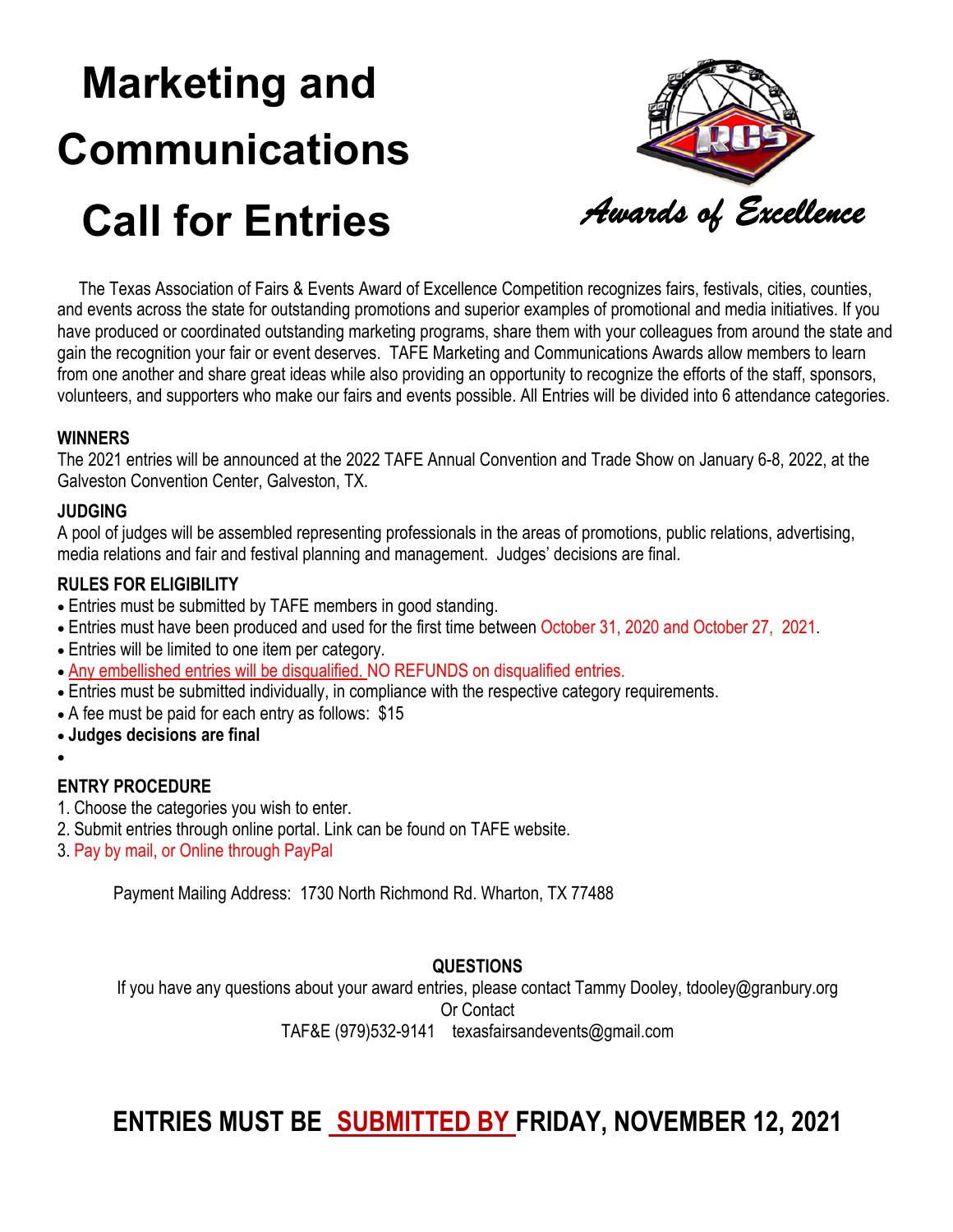# Marketing and Communications Call for Entries

*Awards of Excellence*

The Texas Association of Fairs & Events Award of Excellence Competition recognizes fairs, festivals, cities, counties, and events across the state for outstanding promotions and superior examples of promotional and media initiatives. If you have produced or coordinated outstanding marketing programs, share them with your colleagues from around the state and gain the recognition your fair or event deserves. TAFE Marketing and Communications Awards allow members to learn from one another and share great ideas while also providing an opportunity to recognize the efforts of the staff, sponsors, volunteers, and supporters who make our fairs and events possible. All Entries will be divided into 6 attendance categories.

**WINNERS**

The 2021 entries will be announced at the 2022 TAFE Annual Convention and Trade Show on January 6-8, 2022, at the Galveston Convention Center, Galveston, TX.

**JUDGING**

A pool of judges will be assembled representing professionals in the areas of promotions, public relations, advertising, media relations and fair and festival planning and management. Judges' decisions are final.

**RULES FOR ELIGIBILITY**

- Entries must be submitted by TAFE members in good standing.
- Entries must have been produced and used for the first time between October 31, 2020 and October 27, 2021.
- Entries will be limited to one item per category.
- Any embellished entries will be disqualified. NO REFUNDS on disqualified entries.
- Entries must be submitted individually, in compliance with the respective category requirements.
- A fee must be paid for each entry as follows: $15
- **Judges decisions are final**

**ENTRY PROCEDURE**

1. Choose the categories you wish to enter.
2. Submit entries through online portal. Link can be found on TAFE website.
3. Pay by mail, or Online through PayPal

Payment Mailing Address: 1730 North Richmond Rd. Wharton, TX 77488

**QUESTIONS**

If you have any questions about your award entries, please contact Tammy Dooley, tdooley@granbury.org

Or Contact

TAF&E (979)532-9141 texasfairsandevents@gmail.com

## ENTRIES MUST BE SUBMITTED BY FRIDAY, NOVEMBER 12, 2021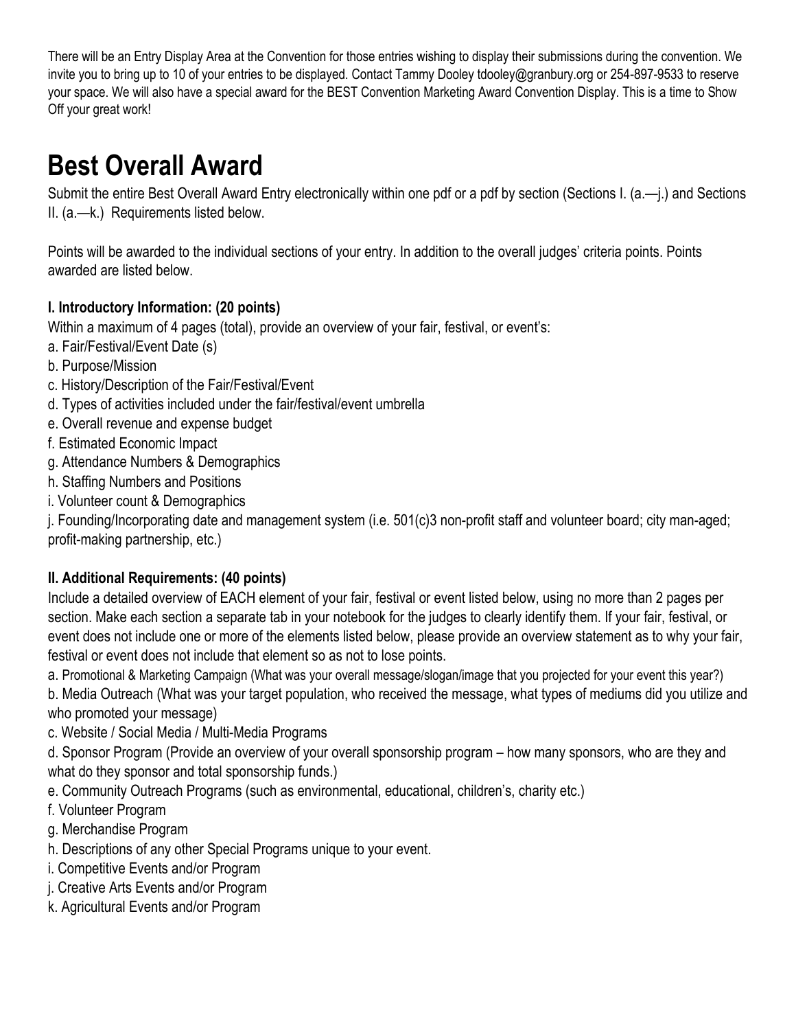There will be an Entry Display Area at the Convention for those entries wishing to display their submissions during the convention. We invite you to bring up to 10 of your entries to be displayed. Contact Tammy Dooley tdooley@granbury.org or 254-897-9533 to reserve your space. We will also have a special award for the BEST Convention Marketing Award Convention Display. This is a time to Show Off your great work!

# Best Overall Award

Submit the entire Best Overall Award Entry electronically within one pdf or a pdf by section (Sections I. (a.—j.) and Sections II. (a.—k.) Requirements listed below.

Points will be awarded to the individual sections of your entry. In addition to the overall judges' criteria points. Points awarded are listed below.

**I. Introductory Information: (20 points)**

Within a maximum of 4 pages (total), provide an overview of your fair, festival, or event's:

a. Fair/Festival/Event Date (s)
b. Purpose/Mission
c. History/Description of the Fair/Festival/Event
d. Types of activities included under the fair/festival/event umbrella
e. Overall revenue and expense budget
f. Estimated Economic Impact
g. Attendance Numbers & Demographics
h. Staffing Numbers and Positions
i. Volunteer count & Demographics
j. Founding/Incorporating date and management system (i.e. 501(c)3 non-profit staff and volunteer board; city man-aged; profit-making partnership, etc.)

**II. Additional Requirements: (40 points)**

Include a detailed overview of EACH element of your fair, festival or event listed below, using no more than 2 pages per section. Make each section a separate tab in your notebook for the judges to clearly identify them. If your fair, festival, or event does not include one or more of the elements listed below, please provide an overview statement as to why your fair, festival or event does not include that element so as not to lose points.

a. Promotional & Marketing Campaign (What was your overall message/slogan/image that you projected for your event this year?)
b. Media Outreach (What was your target population, who received the message, what types of mediums did you utilize and who promoted your message)
c. Website / Social Media / Multi-Media Programs
d. Sponsor Program (Provide an overview of your overall sponsorship program – how many sponsors, who are they and what do they sponsor and total sponsorship funds.)
e. Community Outreach Programs (such as environmental, educational, children's, charity etc.)
f. Volunteer Program
g. Merchandise Program
h. Descriptions of any other Special Programs unique to your event.
i. Competitive Events and/or Program
j. Creative Arts Events and/or Program
k. Agricultural Events and/or Program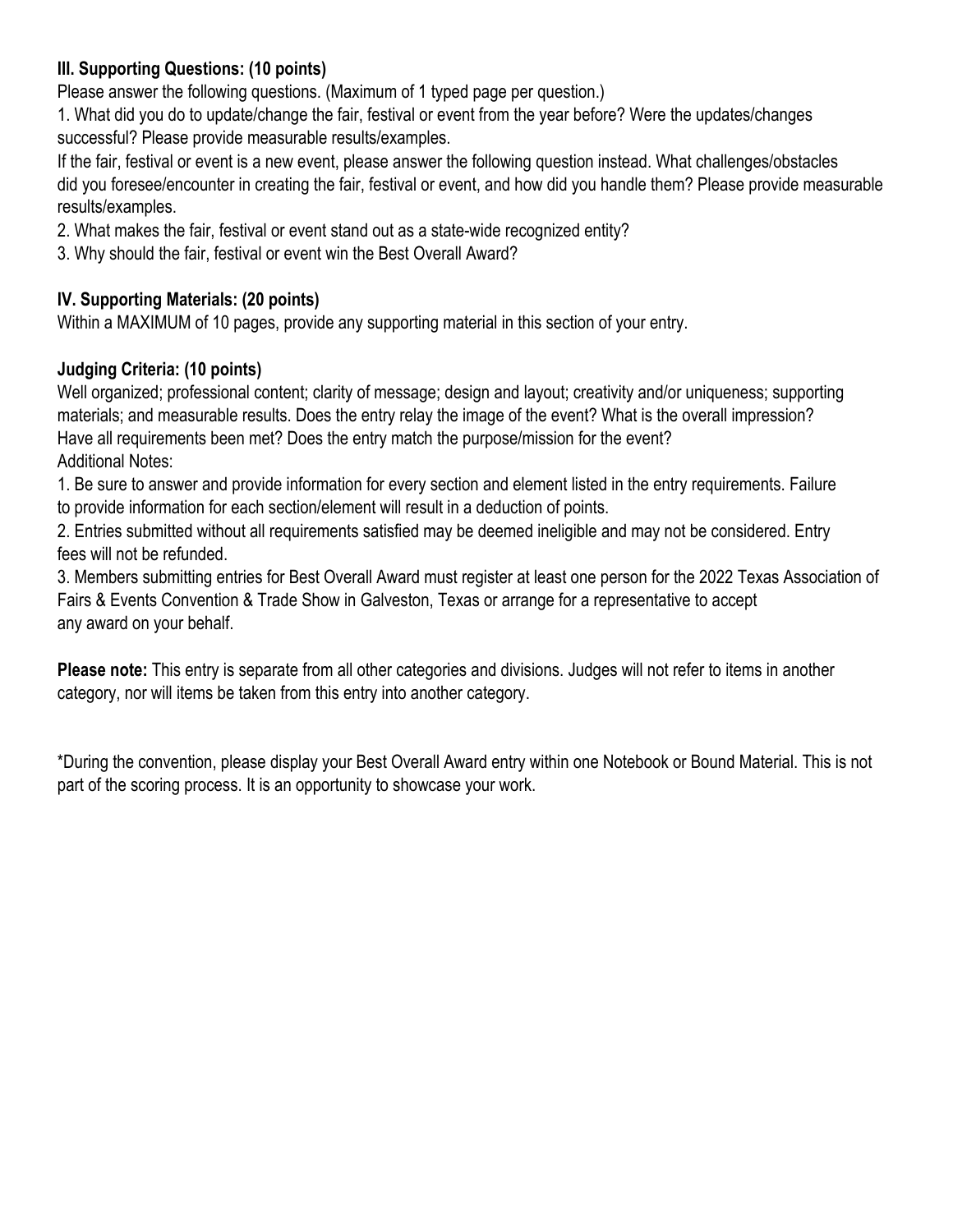**III. Supporting Questions: (10 points)**

Please answer the following questions. (Maximum of 1 typed page per question.)

1. What did you do to update/change the fair, festival or event from the year before? Were the updates/changes successful? Please provide measurable results/examples.
If the fair, festival or event is a new event, please answer the following question instead. What challenges/obstacles did you foresee/encounter in creating the fair, festival or event, and how did you handle them? Please provide measurable results/examples.
2. What makes the fair, festival or event stand out as a state-wide recognized entity?
3. Why should the fair, festival or event win the Best Overall Award?

**IV. Supporting Materials: (20 points)**

Within a MAXIMUM of 10 pages, provide any supporting material in this section of your entry.

**Judging Criteria: (10 points)**

Well organized; professional content; clarity of message; design and layout; creativity and/or uniqueness; supporting materials; and measurable results. Does the entry relay the image of the event? What is the overall impression? Have all requirements been met? Does the entry match the purpose/mission for the event?

Additional Notes:

1. Be sure to answer and provide information for every section and element listed in the entry requirements. Failure to provide information for each section/element will result in a deduction of points.
2. Entries submitted without all requirements satisfied may be deemed ineligible and may not be considered. Entry fees will not be refunded.
3. Members submitting entries for Best Overall Award must register at least one person for the 2022 Texas Association of Fairs & Events Convention & Trade Show in Galveston, Texas or arrange for a representative to accept any award on your behalf.

**Please note:** This entry is separate from all other categories and divisions. Judges will not refer to items in another category, nor will items be taken from this entry into another category.

*During the convention, please display your Best Overall Award entry within one Notebook or Bound Material. This is not part of the scoring process. It is an opportunity to showcase your work.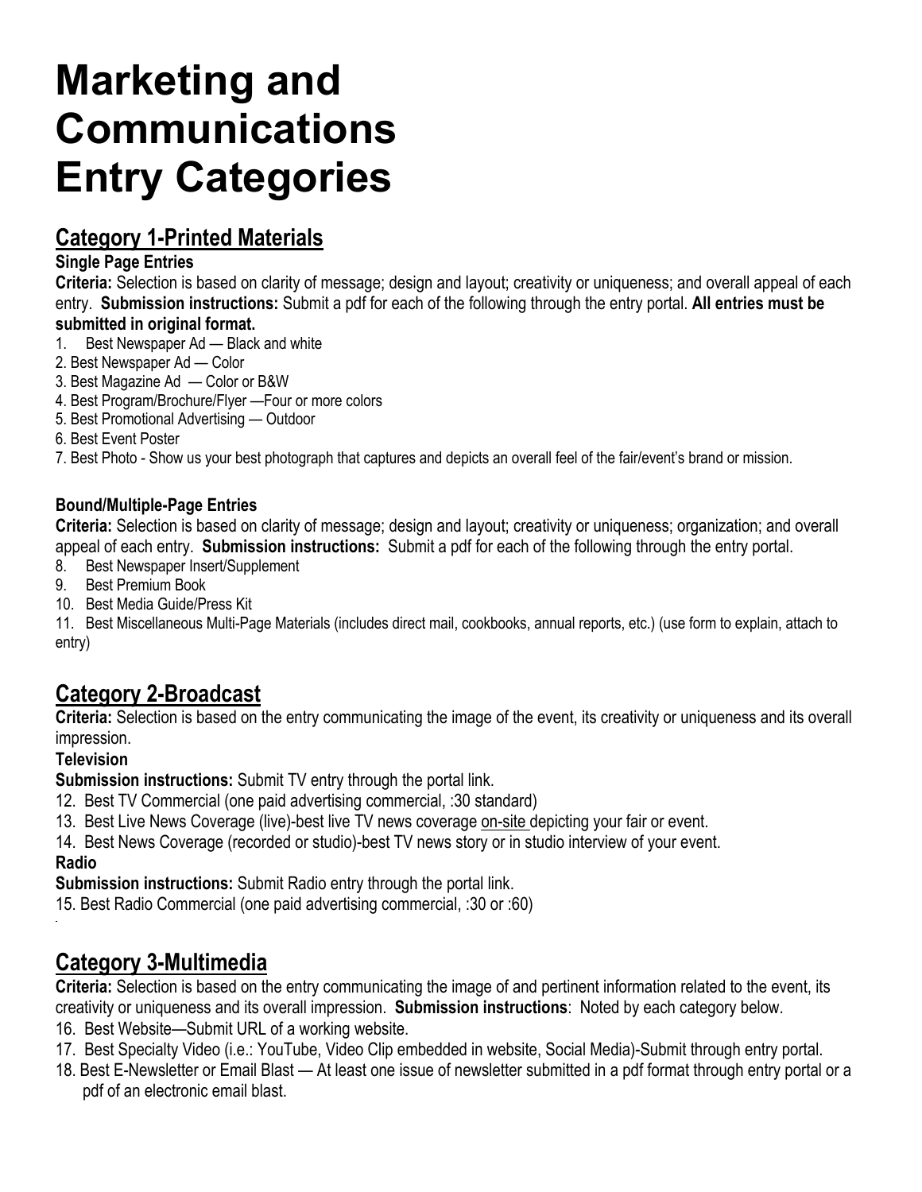# Marketing and Communications Entry Categories

## Category 1-Printed Materials

### Single Page Entries

**Criteria:** Selection is based on clarity of message; design and layout; creativity or uniqueness; and overall appeal of each entry. **Submission instructions:** Submit a pdf for each of the following through the entry portal. **All entries must be submitted in original format.**

1. Best Newspaper Ad — Black and white
2. Best Newspaper Ad — Color
3. Best Magazine Ad — Color or B&W
4. Best Program/Brochure/Flyer —Four or more colors
5. Best Promotional Advertising — Outdoor
6. Best Event Poster
7. Best Photo - Show us your best photograph that captures and depicts an overall feel of the fair/event's brand or mission.

### Bound/Multiple-Page Entries

**Criteria:** Selection is based on clarity of message; design and layout; creativity or uniqueness; organization; and overall appeal of each entry. **Submission instructions:** Submit a pdf for each of the following through the entry portal.

8. Best Newspaper Insert/Supplement
9. Best Premium Book
10. Best Media Guide/Press Kit
11. Best Miscellaneous Multi-Page Materials (includes direct mail, cookbooks, annual reports, etc.) (use form to explain, attach to entry)

## Category 2-Broadcast

**Criteria:** Selection is based on the entry communicating the image of the event, its creativity or uniqueness and its overall impression.

### Television

**Submission instructions:** Submit TV entry through the portal link.

12. Best TV Commercial (one paid advertising commercial, :30 standard)
13. Best Live News Coverage (live)-best live TV news coverage on-site depicting your fair or event.
14. Best News Coverage (recorded or studio)-best TV news story or in studio interview of your event.

### Radio

**Submission instructions:** Submit Radio entry through the portal link.

15. Best Radio Commercial (one paid advertising commercial, :30 or :60)

## Category 3-Multimedia

**Criteria:** Selection is based on the entry communicating the image of and pertinent information related to the event, its creativity or uniqueness and its overall impression. **Submission instructions**: Noted by each category below.

16. Best Website—Submit URL of a working website.
17. Best Specialty Video (i.e.: YouTube, Video Clip embedded in website, Social Media)-Submit through entry portal.
18. Best E-Newsletter or Email Blast — At least one issue of newsletter submitted in a pdf format through entry portal or a pdf of an electronic email blast.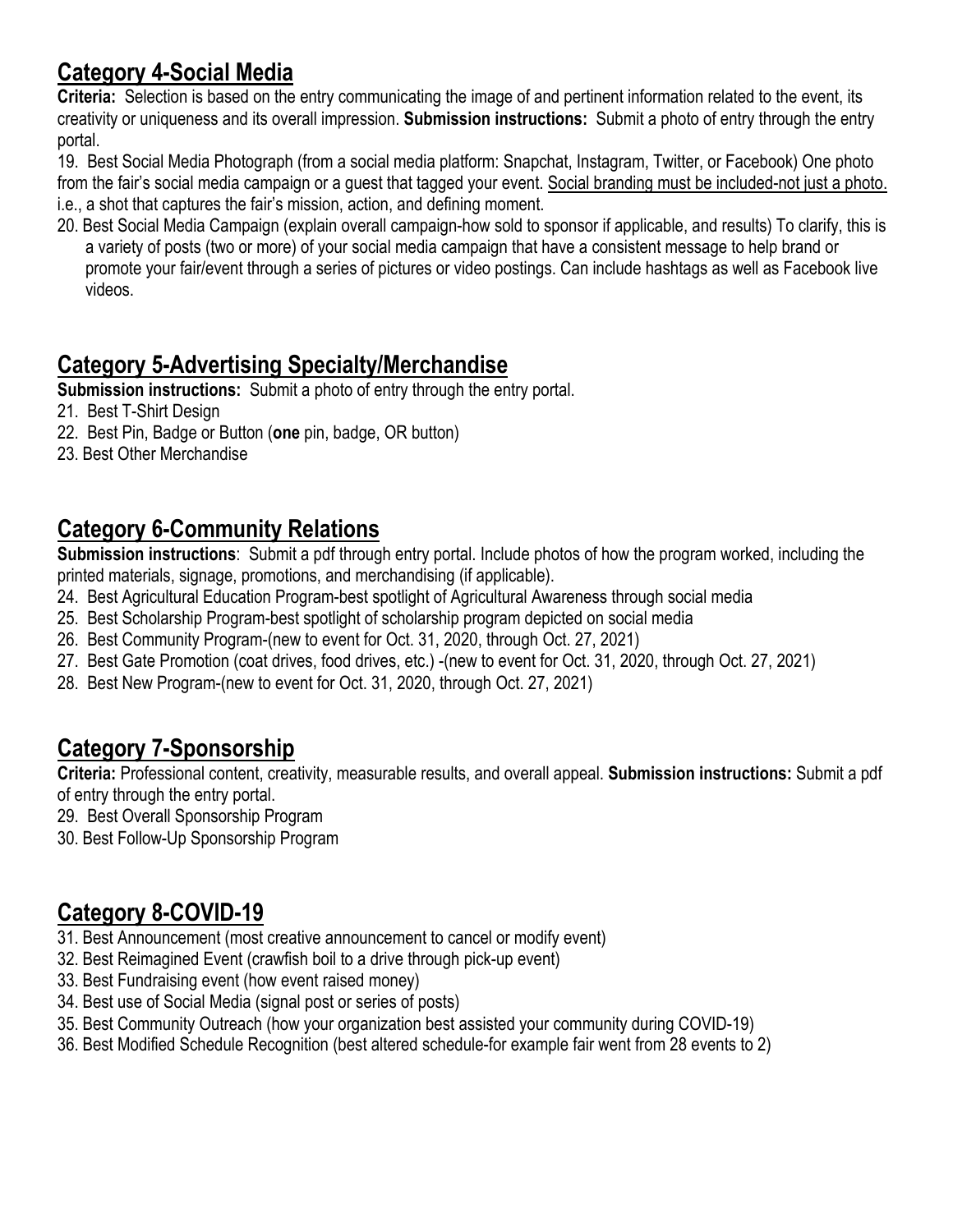## Category 4-Social Media

**Criteria:** Selection is based on the entry communicating the image of and pertinent information related to the event, its creativity or uniqueness and its overall impression. **Submission instructions:** Submit a photo of entry through the entry portal.

19. Best Social Media Photograph (from a social media platform: Snapchat, Instagram, Twitter, or Facebook) One photo from the fair's social media campaign or a guest that tagged your event. <u>Social branding must be included-not just a photo.</u> i.e., a shot that captures the fair's mission, action, and defining moment.
20. Best Social Media Campaign (explain overall campaign-how sold to sponsor if applicable, and results) To clarify, this is a variety of posts (two or more) of your social media campaign that have a consistent message to help brand or promote your fair/event through a series of pictures or video postings. Can include hashtags as well as Facebook live videos.

## Category 5-Advertising Specialty/Merchandise

**Submission instructions:** Submit a photo of entry through the entry portal.

21. Best T-Shirt Design
22. Best Pin, Badge or Button (**one** pin, badge, OR button)
23. Best Other Merchandise

## Category 6-Community Relations

**Submission instructions**: Submit a pdf through entry portal. Include photos of how the program worked, including the printed materials, signage, promotions, and merchandising (if applicable).

24. Best Agricultural Education Program-best spotlight of Agricultural Awareness through social media
25. Best Scholarship Program-best spotlight of scholarship program depicted on social media
26. Best Community Program-(new to event for Oct. 31, 2020, through Oct. 27, 2021)
27. Best Gate Promotion (coat drives, food drives, etc.) -(new to event for Oct. 31, 2020, through Oct. 27, 2021)
28. Best New Program-(new to event for Oct. 31, 2020, through Oct. 27, 2021)

## Category 7-Sponsorship

**Criteria:** Professional content, creativity, measurable results, and overall appeal. **Submission instructions:** Submit a pdf of entry through the entry portal.

29. Best Overall Sponsorship Program
30. Best Follow-Up Sponsorship Program

## Category 8-COVID-19

31. Best Announcement (most creative announcement to cancel or modify event)
32. Best Reimagined Event (crawfish boil to a drive through pick-up event)
33. Best Fundraising event (how event raised money)
34. Best use of Social Media (signal post or series of posts)
35. Best Community Outreach (how your organization best assisted your community during COVID-19)
36. Best Modified Schedule Recognition (best altered schedule-for example fair went from 28 events to 2)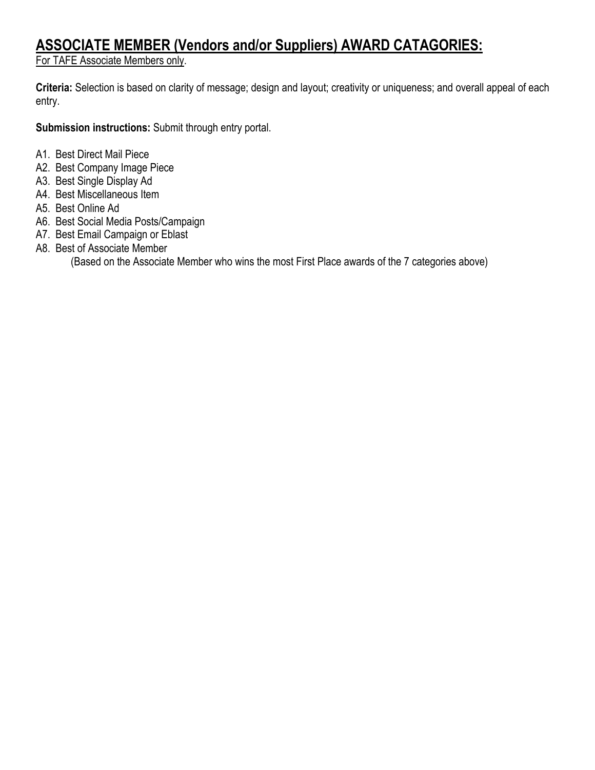## ASSOCIATE MEMBER (Vendors and/or Suppliers) AWARD CATAGORIES:

For TAFE Associate Members only.

**Criteria:** Selection is based on clarity of message; design and layout; creativity or uniqueness; and overall appeal of each entry.

**Submission instructions:** Submit through entry portal.

- A1. Best Direct Mail Piece
- A2. Best Company Image Piece
- A3. Best Single Display Ad
- A4. Best Miscellaneous Item
- A5. Best Online Ad
- A6. Best Social Media Posts/Campaign
- A7. Best Email Campaign or Eblast
- A8. Best of Associate Member
  (Based on the Associate Member who wins the most First Place awards of the 7 categories above)